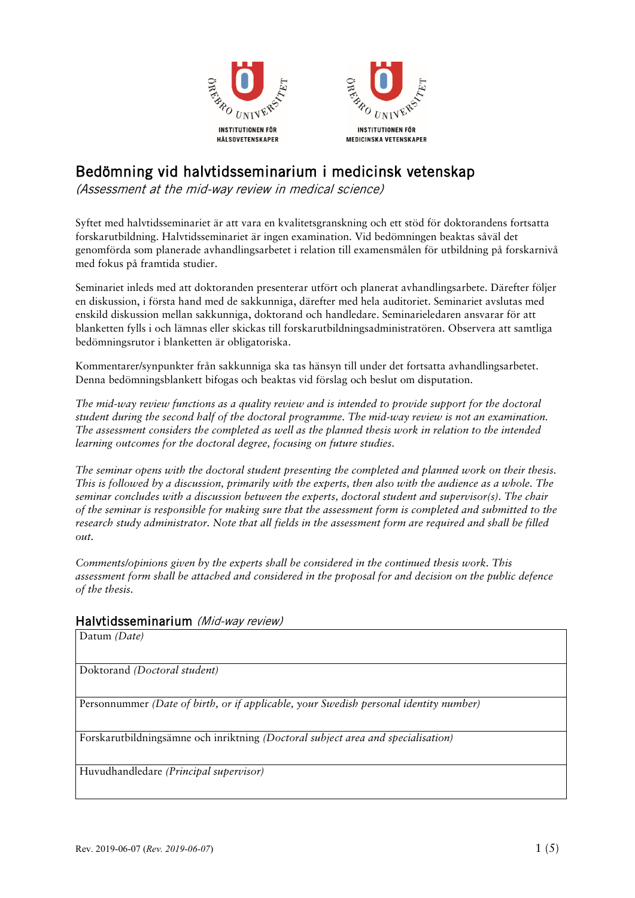ÖREBRO UNIVERSITET
INSTITUTIONEN FÖR HÄLSOVETENSKAPER

ÖREBRO UNIVERSITET
INSTITUTIONEN FÖR MEDICINSKA VETENSKAPER

# Bedömning vid halvtidsseminarium i medicinsk vetenskap

*(Assessment at the mid-way review in medical science)*

Syftet med halvtidsseminariet är att vara en kvalitetsgranskning och ett stöd för doktorandens fortsatta forskarutbildning. Halvtidsseminariet är ingen examination. Vid bedömningen beaktas såväl det genomförda som planerade avhandlingsarbetet i relation till examensmålen för utbildning på forskarnivå med fokus på framtida studier.

Seminariet inleds med att doktoranden presenterar utfört och planerat avhandlingsarbete. Därefter följer en diskussion, i första hand med de sakkunniga, därefter med hela auditoriet. Seminariet avslutas med enskild diskussion mellan sakkunniga, doktorand och handledare. Seminarieledaren ansvarar för att blanketten fylls i och lämnas eller skickas till forskarutbildningsadministratören. Observera att samtliga bedömningsrutor i blanketten är obligatoriska.

Kommentarer/synpunkter från sakkunniga ska tas hänsyn till under det fortsatta avhandlingsarbetet. Denna bedömningsblankett bifogas och beaktas vid förslag och beslut om disputation.

*The mid-way review functions as a quality review and is intended to provide support for the doctoral student during the second half of the doctoral programme. The mid-way review is not an examination. The assessment considers the completed as well as the planned thesis work in relation to the intended learning outcomes for the doctoral degree, focusing on future studies.*

*The seminar opens with the doctoral student presenting the completed and planned work on their thesis. This is followed by a discussion, primarily with the experts, then also with the audience as a whole. The seminar concludes with a discussion between the experts, doctoral student and supervisor(s). The chair of the seminar is responsible for making sure that the assessment form is completed and submitted to the research study administrator. Note that all fields in the assessment form are required and shall be filled out.*

*Comments/opinions given by the experts shall be considered in the continued thesis work. This assessment form shall be attached and considered in the proposal for and decision on the public defence of the thesis.*

## Halvtidsseminarium *(Mid-way review)*

| Datum *(Date)* |
|---|
| Doktorand *(Doctoral student)* |
| Personnummer *(Date of birth, or if applicable, your Swedish personal identity number)* |
| Forskarutbildningsämne och inriktning *(Doctoral subject area and specialisation)* |
| Huvudhandledare *(Principal supervisor)* |

Rev. 2019-06-07 (*Rev. 2019-06-07*)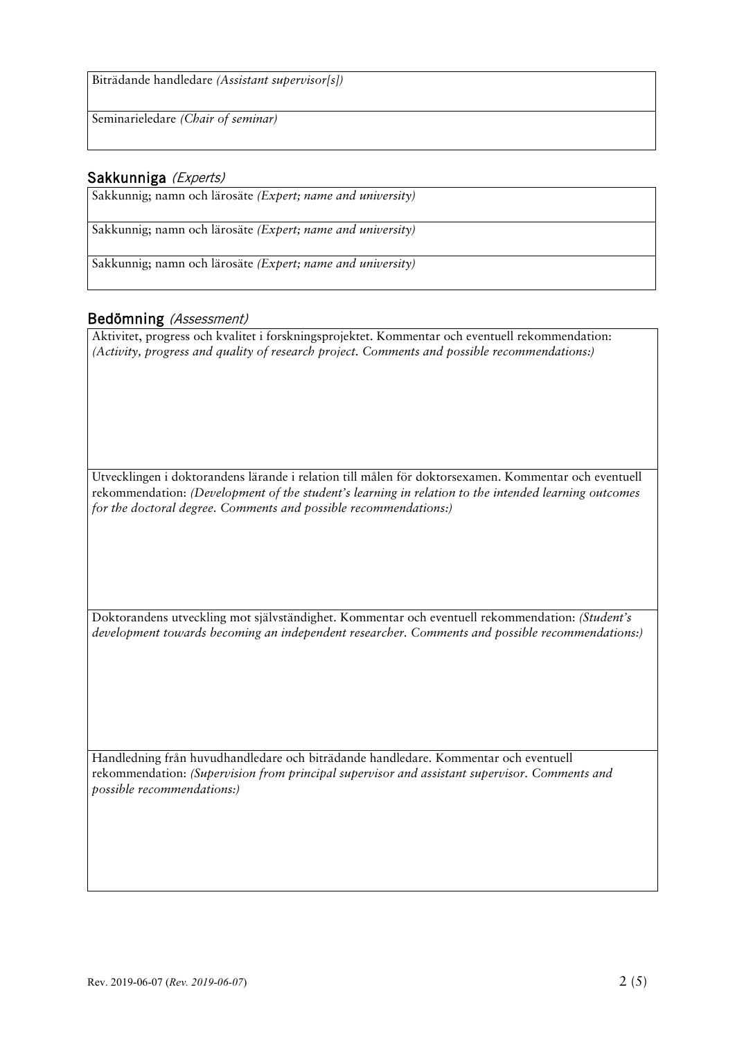| Biträdande handledare *(Assistant supervisor[s])* |
|---|
| Seminarieledare *(Chair of seminar)* |

## Sakkunniga *(Experts)*

| Sakkunnig; namn och lärosäte *(Expert; name and university)* |
|---|
| Sakkunnig; namn och lärosäte *(Expert; name and university)* |
| Sakkunnig; namn och lärosäte *(Expert; name and university)* |

## Bedömning *(Assessment)*

| Aktivitet, progress och kvalitet i forskningsprojektet. Kommentar och eventuell rekommendation: *(Activity, progress and quality of research project. Comments and possible recommendations:)* |
|---|
| Utvecklingen i doktorandens lärande i relation till målen för doktorsexamen. Kommentar och eventuell rekommendation: *(Development of the student's learning in relation to the intended learning outcomes for the doctoral degree. Comments and possible recommendations:)* |
| Doktorandens utveckling mot självständighet. Kommentar och eventuell rekommendation: *(Student's development towards becoming an independent researcher. Comments and possible recommendations:)* |
| Handledning från huvudhandledare och biträdande handledare. Kommentar och eventuell rekommendation: *(Supervision from principal supervisor and assistant supervisor. Comments and possible recommendations:)* |

Rev. 2019-06-07 (*Rev. 2019-06-07*)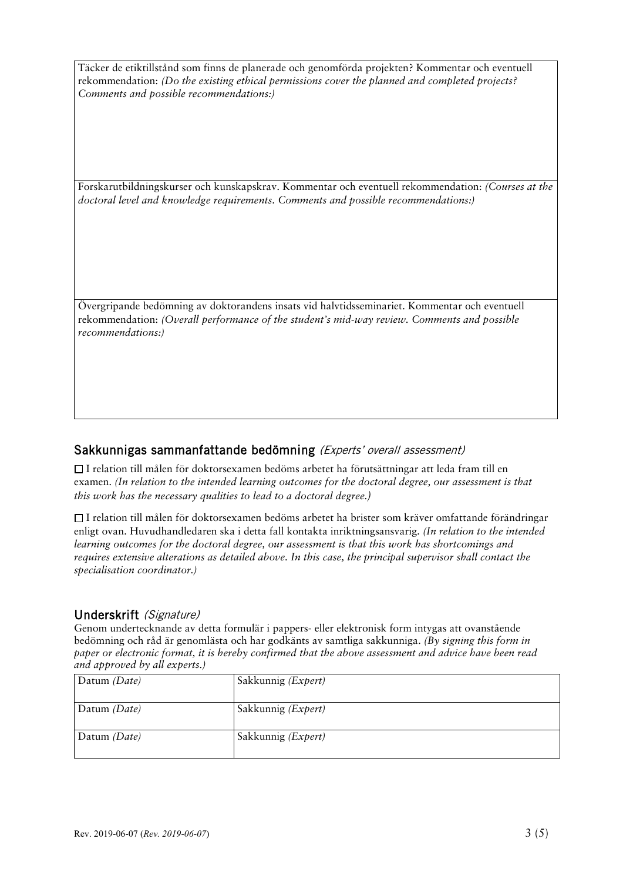| Täcker de etiktillstånd som finns de planerade och genomförda projekten? Kommentar och eventuell rekommendation: *(Do the existing ethical permissions cover the planned and completed projects? Comments and possible recommendations:)* |
| --- |
| Forskarutbildningskurser och kunskapskrav. Kommentar och eventuell rekommendation: *(Courses at the doctoral level and knowledge requirements. Comments and possible recommendations:)* |
| Övergripande bedömning av doktorandens insats vid halvtidsseminariet. Kommentar och eventuell rekommendation: *(Overall performance of the student's mid-way review. Comments and possible recommendations:)* |

## Sakkunnigas sammanfattande bedömning *(Experts' overall assessment)*

☐ I relation till målen för doktorsexamen bedöms arbetet ha förutsättningar att leda fram till en examen. *(In relation to the intended learning outcomes for the doctoral degree, our assessment is that this work has the necessary qualities to lead to a doctoral degree.)*

☐ I relation till målen för doktorsexamen bedöms arbetet ha brister som kräver omfattande förändringar enligt ovan. Huvudhandledaren ska i detta fall kontakta inriktningsansvarig. *(In relation to the intended learning outcomes for the doctoral degree, our assessment is that this work has shortcomings and requires extensive alterations as detailed above. In this case, the principal supervisor shall contact the specialisation coordinator.)*

## Underskrift *(Signature)*

Genom undertecknande av detta formulär i pappers- eller elektronisk form intygas att ovanstående bedömning och råd är genomlästa och har godkänts av samtliga sakkunniga. *(By signing this form in paper or electronic format, it is hereby confirmed that the above assessment and advice have been read and approved by all experts.)*

| Datum *(Date)* | Sakkunnig *(Expert)* |
| --- | --- |
| Datum *(Date)* | Sakkunnig *(Expert)* |
| Datum *(Date)* | Sakkunnig *(Expert)* |

Rev. 2019-06-07 (*Rev. 2019-06-07*)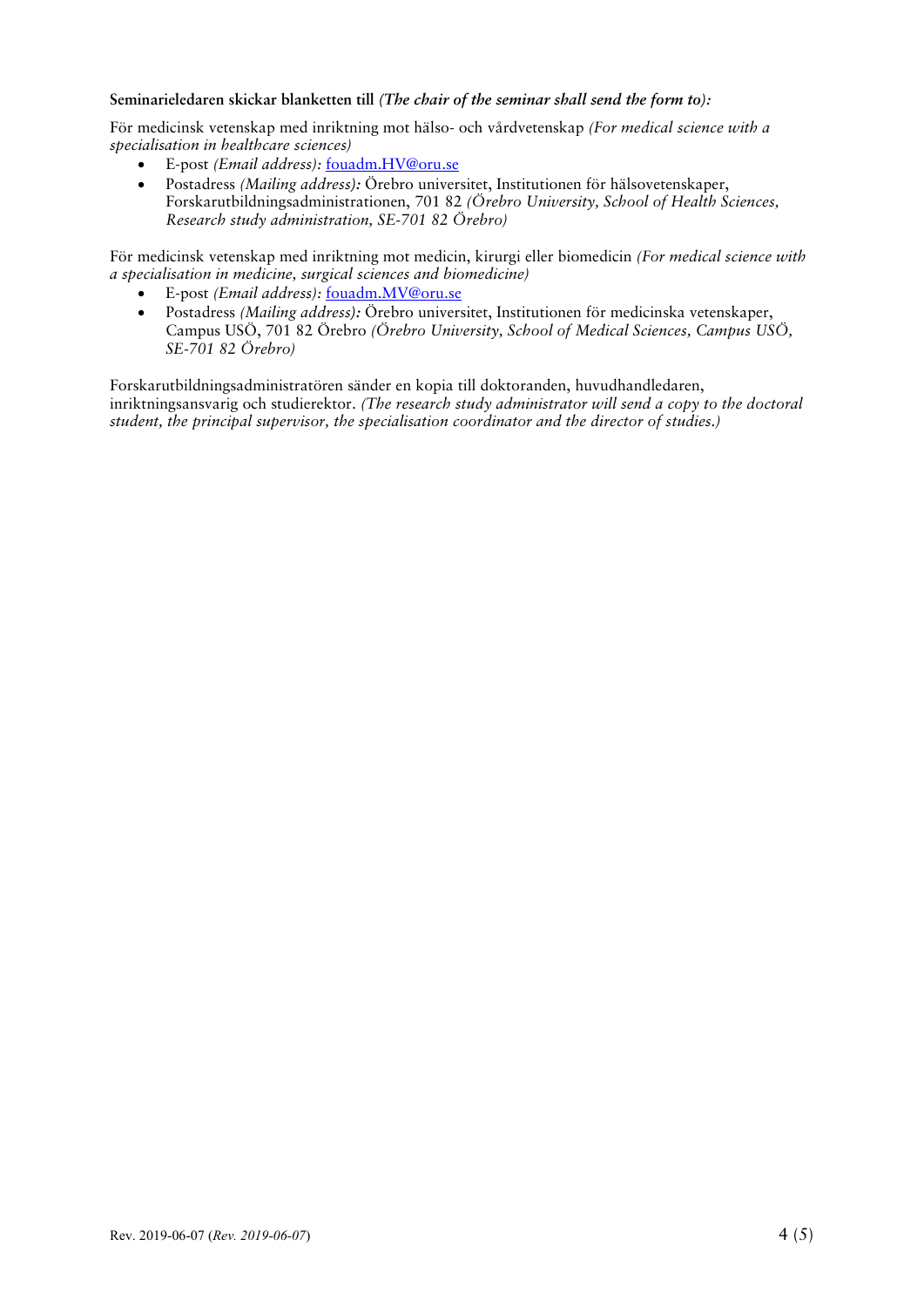**Seminarieledaren skickar blanketten till** ***(The chair of the seminar shall send the form to):***

För medicinsk vetenskap med inriktning mot hälso- och vårdvetenskap *(For medical science with a specialisation in healthcare sciences)*

- E-post *(Email address):* fouadm.HV@oru.se
- Postadress *(Mailing address):* Örebro universitet, Institutionen för hälsovetenskaper, Forskarutbildningsadministrationen, 701 82 *(Örebro University, School of Health Sciences, Research study administration, SE-701 82 Örebro)*

För medicinsk vetenskap med inriktning mot medicin, kirurgi eller biomedicin *(For medical science with a specialisation in medicine, surgical sciences and biomedicine)*

- E-post *(Email address):* fouadm.MV@oru.se
- Postadress *(Mailing address):* Örebro universitet, Institutionen för medicinska vetenskaper, Campus USÖ, 701 82 Örebro *(Örebro University, School of Medical Sciences, Campus USÖ, SE-701 82 Örebro)*

Forskarutbildningsadministratören sänder en kopia till doktoranden, huvudhandledaren, inriktningsansvarig och studierektor. *(The research study administrator will send a copy to the doctoral student, the principal supervisor, the specialisation coordinator and the director of studies.)*

Rev. 2019-06-07 (*Rev. 2019-06-07*)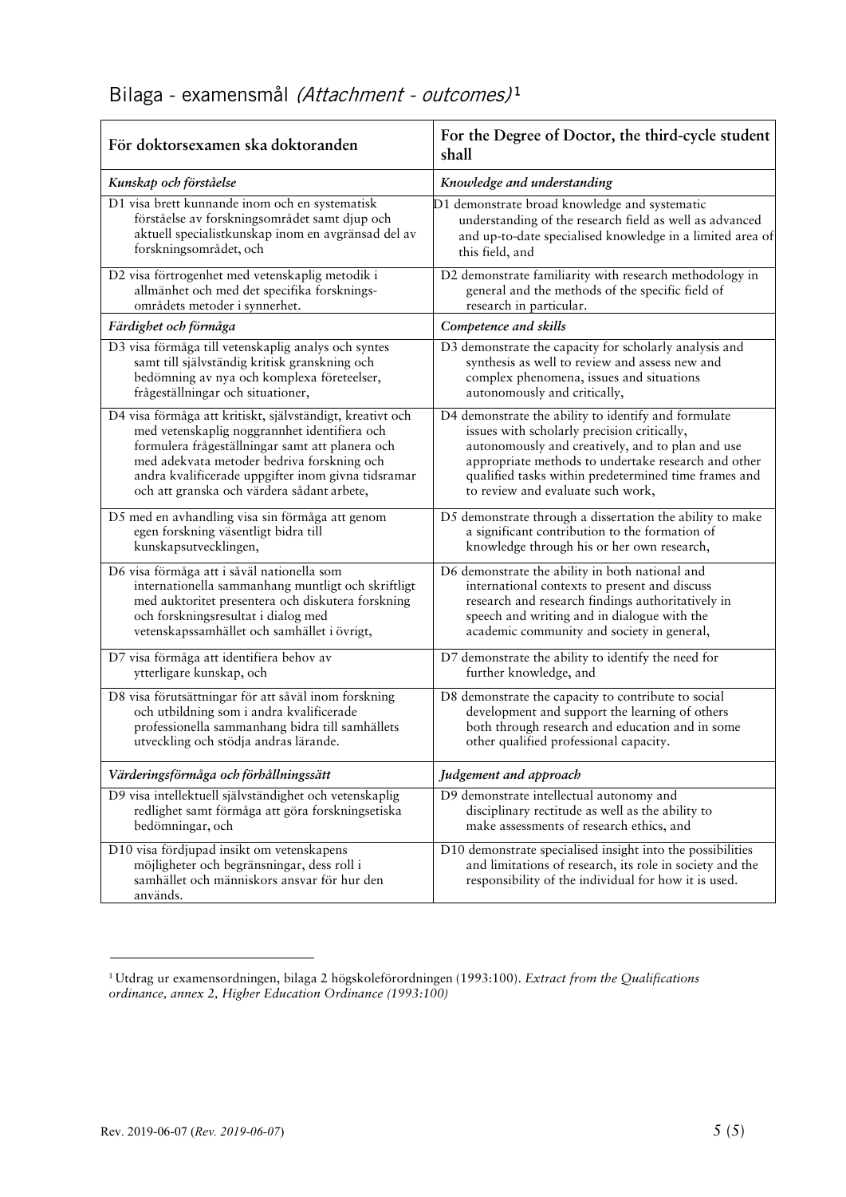## Bilaga - examensmål *(Attachment - outcomes)*[1]

| För doktorsexamen ska doktoranden | For the Degree of Doctor, the third-cycle student shall |
|---|---|
| *Kunskap och förståelse* | *Knowledge and understanding* |
| D1 visa brett kunnande inom och en systematisk förståelse av forskningsområdet samt djup och aktuell specialistkunskap inom en avgränsad del av forskningsområdet, och | D1 demonstrate broad knowledge and systematic understanding of the research field as well as advanced and up-to-date specialised knowledge in a limited area of this field, and |
| D2 visa förtrogenhet med vetenskaplig metodik i allmänhet och med det specifika forsknings­områdets metoder i synnerhet. | D2 demonstrate familiarity with research methodology in general and the methods of the specific field of research in particular. |
| *Färdighet och förmåga* | *Competence and skills* |
| D3 visa förmåga till vetenskaplig analys och syntes samt till självständig kritisk granskning och bedömning av nya och komplexa företeelser, frågeställningar och situationer, | D3 demonstrate the capacity for scholarly analysis and synthesis as well to review and assess new and complex phenomena, issues and situations autonomously and critically, |
| D4 visa förmåga att kritiskt, självständigt, kreativt och med vetenskaplig noggrannhet identifiera och formulera frågeställningar samt att planera och med adekvata metoder bedriva forskning och andra kvalificerade uppgifter inom givna tidsramar och att granska och värdera sådant arbete, | D4 demonstrate the ability to identify and formulate issues with scholarly precision critically, autonomously and creatively, and to plan and use appropriate methods to undertake research and other qualified tasks within predetermined time frames and to review and evaluate such work, |
| D5 med en avhandling visa sin förmåga att genom egen forskning väsentligt bidra till kunskapsutvecklingen, | D5 demonstrate through a dissertation the ability to make a significant contribution to the formation of knowledge through his or her own research, |
| D6 visa förmåga att i såväl nationella som internationella sammanhang muntligt och skriftligt med auktoritet presentera och diskutera forskning och forskningsresultat i dialog med vetenskapssamhället och samhället i övrigt, | D6 demonstrate the ability in both national and international contexts to present and discuss research and research findings authoritatively in speech and writing and in dialogue with the academic community and society in general, |
| D7 visa förmåga att identifiera behov av ytterligare kunskap, och | D7 demonstrate the ability to identify the need for further knowledge, and |
| D8 visa förutsättningar för att såväl inom forskning och utbildning som i andra kvalificerade professionella sammanhang bidra till samhällets utveckling och stödja andras lärande. | D8 demonstrate the capacity to contribute to social development and support the learning of others both through research and education and in some other qualified professional capacity. |
| *Värderingsförmåga och förhållningssätt* | *Judgement and approach* |
| D9 visa intellektuell självständighet och vetenskaplig redlighet samt förmåga att göra forskningsetiska bedömningar, och | D9 demonstrate intellectual autonomy and disciplinary rectitude as well as the ability to make assessments of research ethics, and |
| D10 visa fördjupad insikt om vetenskapens möjligheter och begränsningar, dess roll i samhället och människors ansvar för hur den används. | D10 demonstrate specialised insight into the possibilities and limitations of research, its role in society and the responsibility of the individual for how it is used. |

[1] Utdrag ur examensordningen, bilaga 2 högskoleförordningen (1993:100). *Extract from the Qualifications ordinance, annex 2, Higher Education Ordinance (1993:100)*

Rev. 2019-06-07 (*Rev. 2019-06-07*)